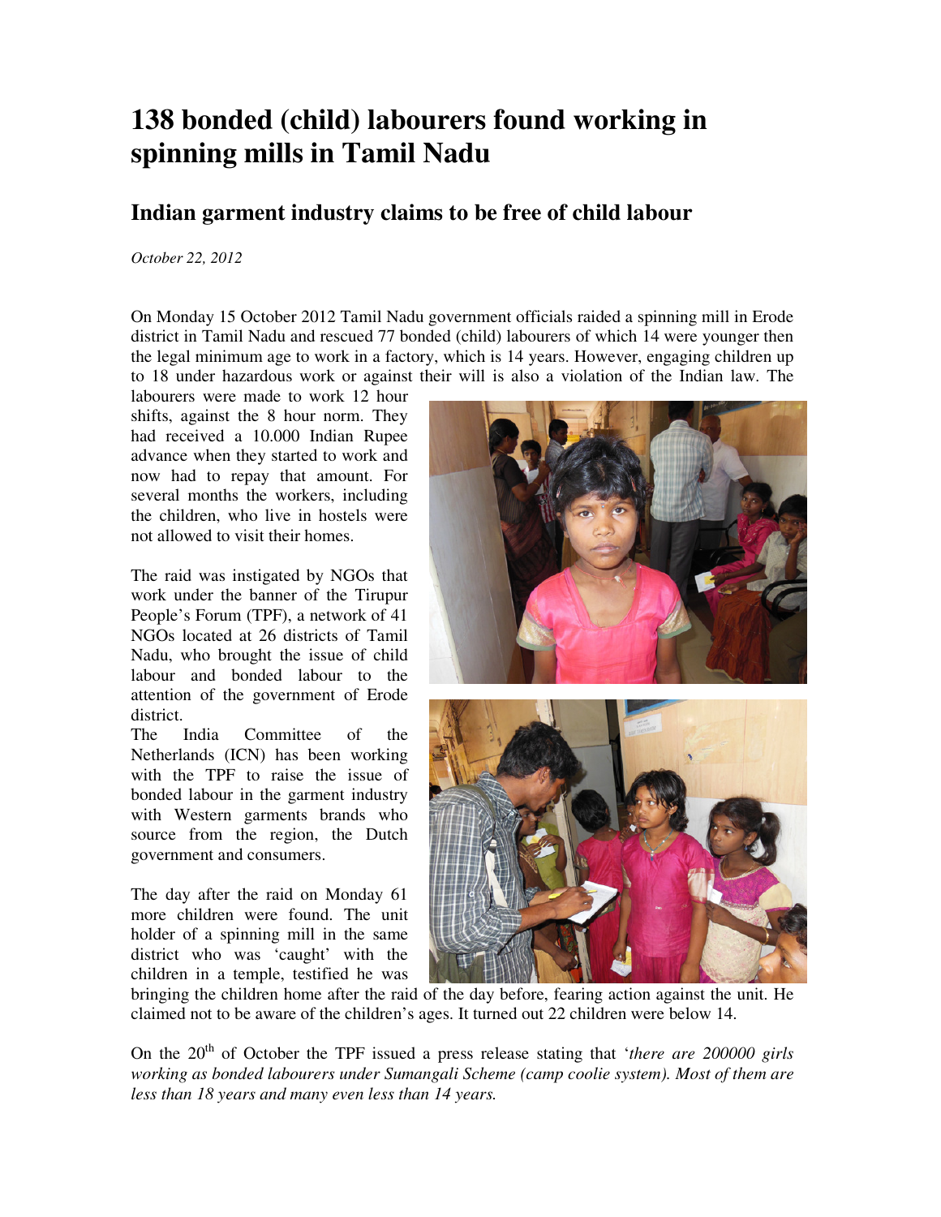# 138 bonded (child) labourers found working in spinning mills in Tamil Nadu

## Indian garment industry claims to be free of child labour

*October 22, 2012*

On Monday 15 October 2012 Tamil Nadu government officials raided a spinning mill in Erode district in Tamil Nadu and rescued 77 bonded (child) labourers of which 14 were younger then the legal minimum age to work in a factory, which is 14 years. However, engaging children up to 18 under hazardous work or against their will is also a violation of the Indian law. The labourers were made to work 12 hour shifts, against the 8 hour norm. They had received a 10.000 Indian Rupee advance when they started to work and now had to repay that amount. For several months the workers, including the children, who live in hostels were not allowed to visit their homes.

The raid was instigated by NGOs that work under the banner of the Tirupur People's Forum (TPF), a network of 41 NGOs located at 26 districts of Tamil Nadu, who brought the issue of child labour and bonded labour to the attention of the government of Erode district.

The India Committee of the Netherlands (ICN) has been working with the TPF to raise the issue of bonded labour in the garment industry with Western garments brands who source from the region, the Dutch government and consumers.

The day after the raid on Monday 61 more children were found. The unit holder of a spinning mill in the same district who was 'caught' with the children in a temple, testified he was bringing the children home after the raid of the day before, fearing action against the unit. He claimed not to be aware of the children's ages. It turned out 22 children were below 14.

On the 20th of October the TPF issued a press release stating that '*there are 200000 girls working as bonded labourers under Sumangali Scheme (camp coolie system). Most of them are less than 18 years and many even less than 14 years.*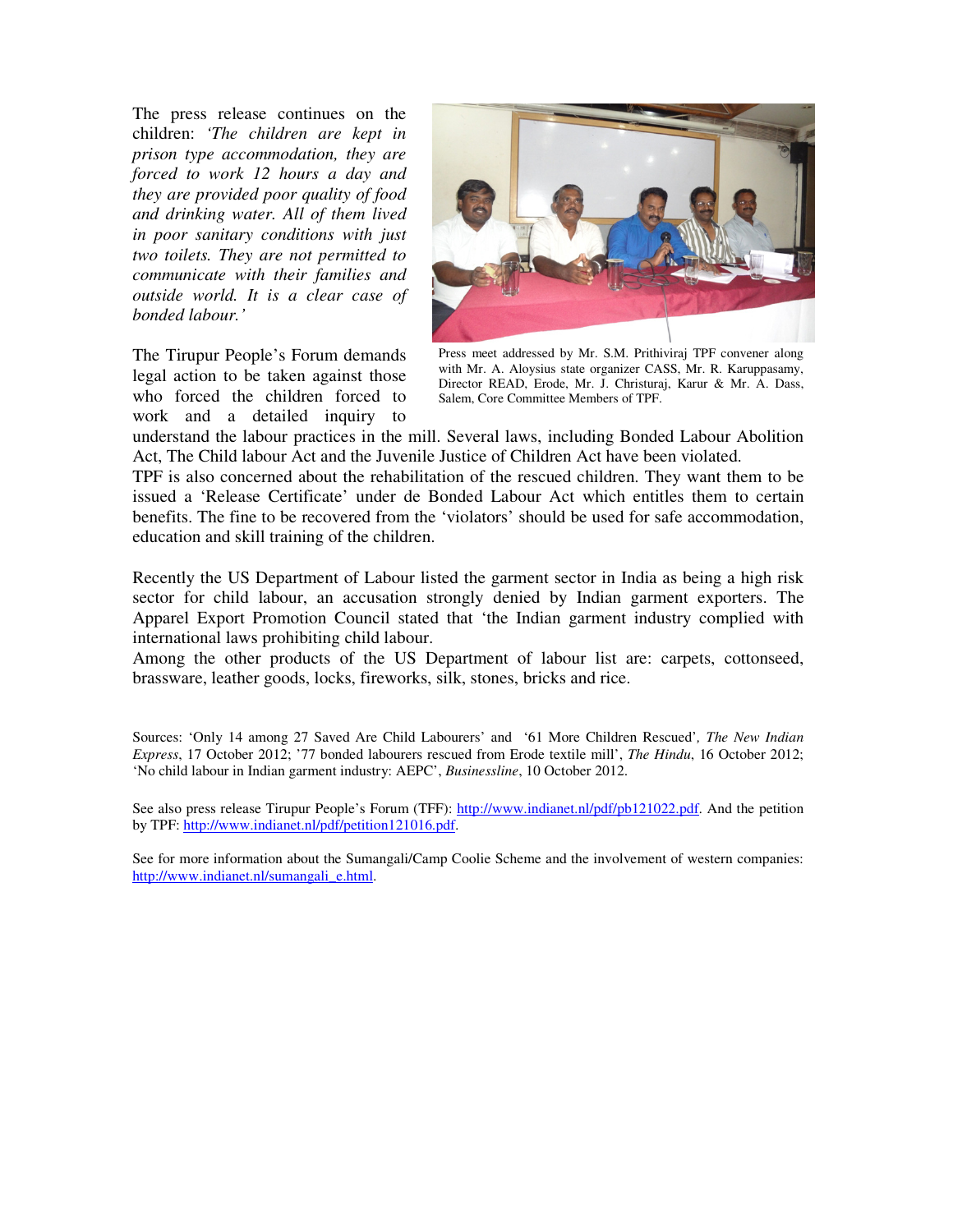The press release continues on the children: *'The children are kept in prison type accommodation, they are forced to work 12 hours a day and they are provided poor quality of food and drinking water. All of them lived in poor sanitary conditions with just two toilets. They are not permitted to communicate with their families and outside world. It is a clear case of bonded labour.'*

Press meet addressed by Mr. S.M. Prithiviraj TPF convener along with Mr. A. Aloysius state organizer CASS, Mr. R. Karuppasamy, Director READ, Erode, Mr. J. Christuraj, Karur & Mr. A. Dass, Salem, Core Committee Members of TPF.

The Tirupur People's Forum demands legal action to be taken against those who forced the children forced to work and a detailed inquiry to understand the labour practices in the mill. Several laws, including Bonded Labour Abolition Act, The Child labour Act and the Juvenile Justice of Children Act have been violated.
TPF is also concerned about the rehabilitation of the rescued children. They want them to be issued a 'Release Certificate' under de Bonded Labour Act which entitles them to certain benefits. The fine to be recovered from the 'violators' should be used for safe accommodation, education and skill training of the children.

Recently the US Department of Labour listed the garment sector in India as being a high risk sector for child labour, an accusation strongly denied by Indian garment exporters. The Apparel Export Promotion Council stated that 'the Indian garment industry complied with international laws prohibiting child labour.
Among the other products of the US Department of labour list are: carpets, cottonseed, brassware, leather goods, locks, fireworks, silk, stones, bricks and rice.

Sources: 'Only 14 among 27 Saved Are Child Labourers' and '61 More Children Rescued', *The New Indian Express*, 17 October 2012; '77 bonded labourers rescued from Erode textile mill', *The Hindu*, 16 October 2012; 'No child labour in Indian garment industry: AEPC', *Businessline*, 10 October 2012.

See also press release Tirupur People's Forum (TFF): http://www.indianet.nl/pdf/pb121022.pdf. And the petition by TPF: http://www.indianet.nl/pdf/petition121016.pdf.

See for more information about the Sumangali/Camp Coolie Scheme and the involvement of western companies: http://www.indianet.nl/sumangali_e.html.